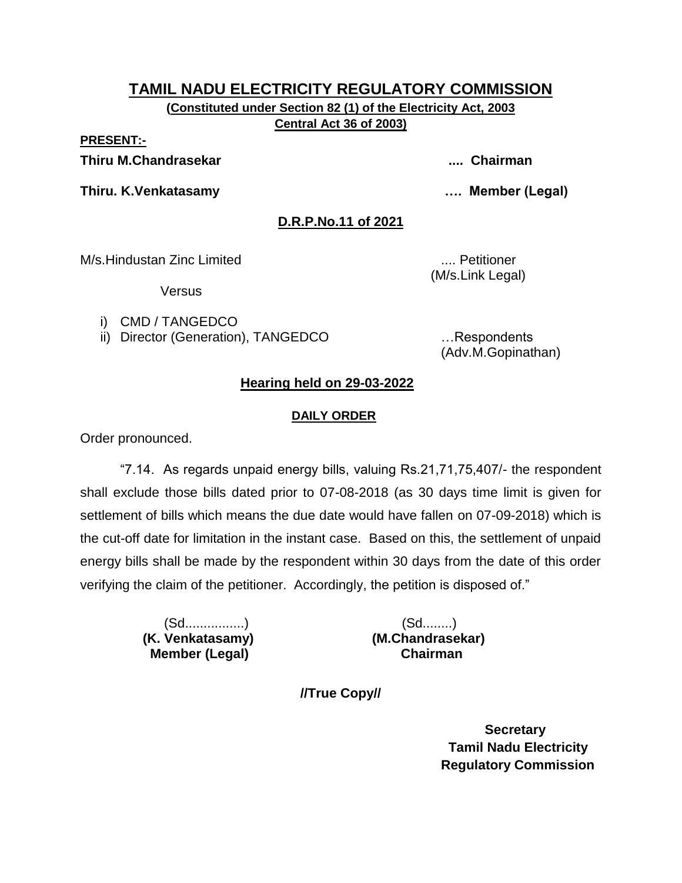# TAMIL NADU ELECTRICITY REGULATORY COMMISSION

**(Constituted under Section 82 (1) of the Electricity Act, 2003 Central Act 36 of 2003)**

**PRESENT:-**

**Thiru M.Chandrasekar .... Chairman**

**Thiru. K.Venkatasamy …. Member (Legal)**

## D.R.P.No.11 of 2021

M/s.Hindustan Zinc Limited .... Petitioner
(M/s.Link Legal)

Versus

i) CMD / TANGEDCO
ii) Director (Generation), TANGEDCO …Respondents
(Adv.M.Gopinathan)

## Hearing held on 29-03-2022

### DAILY ORDER

Order pronounced.

"7.14. As regards unpaid energy bills, valuing Rs.21,71,75,407/- the respondent shall exclude those bills dated prior to 07-08-2018 (as 30 days time limit is given for settlement of bills which means the due date would have fallen on 07-09-2018) which is the cut-off date for limitation in the instant case. Based on this, the settlement of unpaid energy bills shall be made by the respondent within 30 days from the date of this order verifying the claim of the petitioner. Accordingly, the petition is disposed of."

(Sd................)
**(K. Venkatasamy)**
**Member (Legal)**

(Sd........)
**(M.Chandrasekar)**
**Chairman**

**//True Copy//**

**Secretary**
**Tamil Nadu Electricity Regulatory Commission**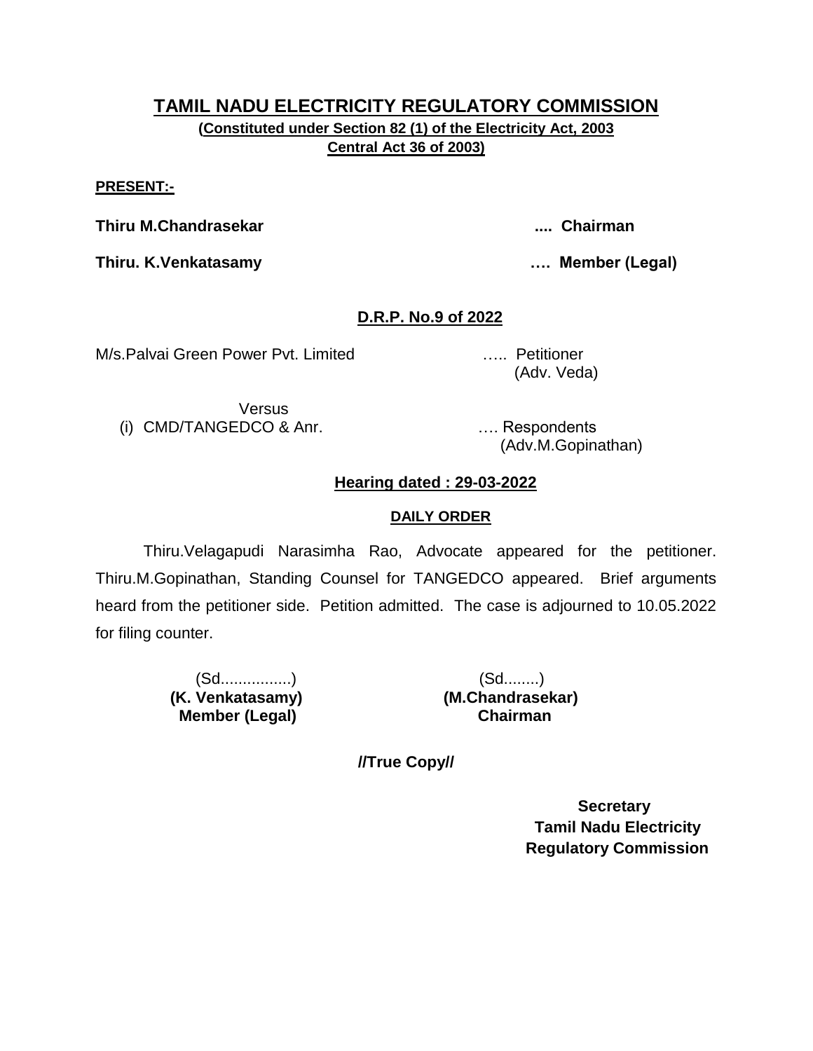# TAMIL NADU ELECTRICITY REGULATORY COMMISSION

**(Constituted under Section 82 (1) of the Electricity Act, 2003 Central Act 36 of 2003)**

**PRESENT:-**

**Thiru M.Chandrasekar** .... **Chairman**

**Thiru. K.Venkatasamy** …. **Member (Legal)**

**D.R.P. No.9 of 2022**

M/s.Palvai Green Power Pvt. Limited ….. Petitioner
(Adv. Veda)

Versus

(i) CMD/TANGEDCO & Anr. …. Respondents
(Adv.M.Gopinathan)

**Hearing dated : 29-03-2022**

**DAILY ORDER**

Thiru.Velagapudi Narasimha Rao, Advocate appeared for the petitioner. Thiru.M.Gopinathan, Standing Counsel for TANGEDCO appeared. Brief arguments heard from the petitioner side. Petition admitted. The case is adjourned to 10.05.2022 for filing counter.

| (Sd................) | (Sd........) |
|---|---|
| **(K. Venkatasamy)** | **(M.Chandrasekar)** |
| **Member (Legal)** | **Chairman** |

**//True Copy//**

**Secretary**
**Tamil Nadu Electricity**
**Regulatory Commission**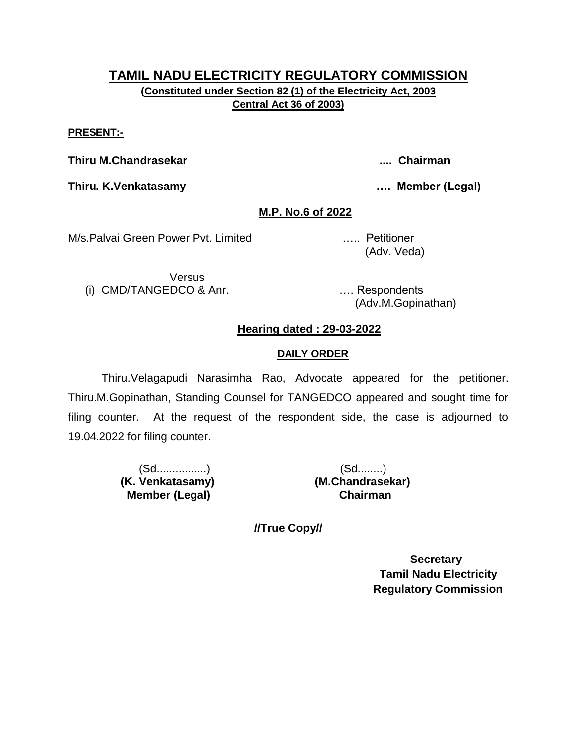# TAMIL NADU ELECTRICITY REGULATORY COMMISSION

**(Constituted under Section 82 (1) of the Electricity Act, 2003**
**Central Act 36 of 2003)**

**PRESENT:-**

**Thiru M.Chandrasekar** .... **Chairman**

**Thiru. K.Venkatasamy** …. **Member (Legal)**

**M.P. No.6 of 2022**

M/s.Palvai Green Power Pvt. Limited ….. Petitioner
(Adv. Veda)

Versus

(i) CMD/TANGEDCO & Anr. …. Respondents
(Adv.M.Gopinathan)

**Hearing dated : 29-03-2022**

**DAILY ORDER**

Thiru.Velagapudi Narasimha Rao, Advocate appeared for the petitioner. Thiru.M.Gopinathan, Standing Counsel for TANGEDCO appeared and sought time for filing counter. At the request of the respondent side, the case is adjourned to 19.04.2022 for filing counter.

(Sd................)
**(K. Venkatasamy)**
**Member (Legal)**

(Sd........)
**(M.Chandrasekar)**
**Chairman**

**//True Copy//**

**Secretary**
**Tamil Nadu Electricity**
**Regulatory Commission**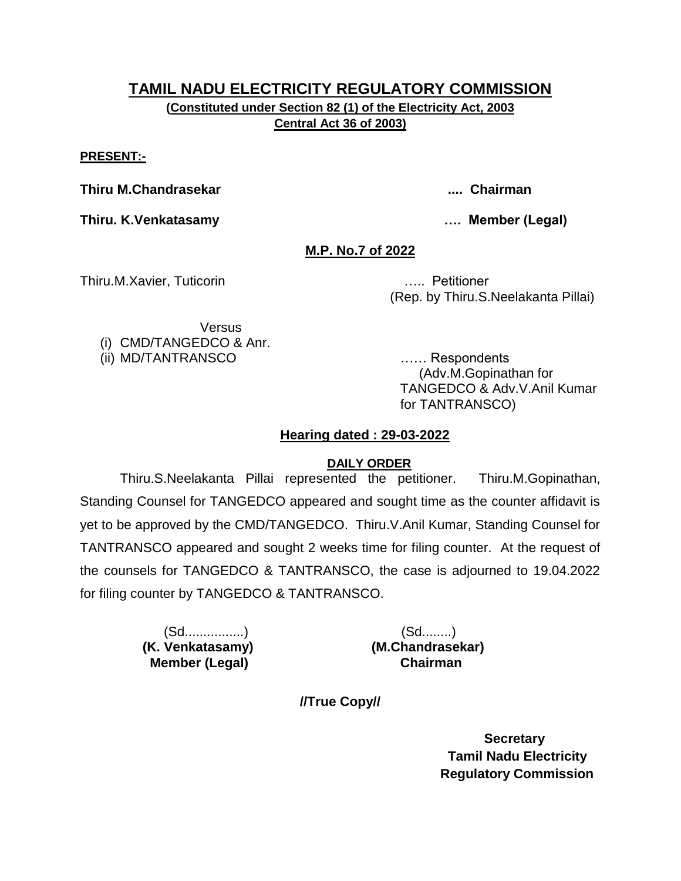# TAMIL NADU ELECTRICITY REGULATORY COMMISSION

**(Constituted under Section 82 (1) of the Electricity Act, 2003 Central Act 36 of 2003)**

**PRESENT:-**

**Thiru M.Chandrasekar .... Chairman**

**Thiru. K.Venkatasamy …. Member (Legal)**

**M.P. No.7 of 2022**

Thiru.M.Xavier, Tuticorin ….. Petitioner
(Rep. by Thiru.S.Neelakanta Pillai)

Versus

(i) CMD/TANGEDCO & Anr.
(ii) MD/TANTRANSCO …… Respondents
(Adv.M.Gopinathan for TANGEDCO & Adv.V.Anil Kumar for TANTRANSCO)

**Hearing dated : 29-03-2022**

**DAILY ORDER**

Thiru.S.Neelakanta Pillai represented the petitioner. Thiru.M.Gopinathan, Standing Counsel for TANGEDCO appeared and sought time as the counter affidavit is yet to be approved by the CMD/TANGEDCO. Thiru.V.Anil Kumar, Standing Counsel for TANTRANSCO appeared and sought 2 weeks time for filing counter. At the request of the counsels for TANGEDCO & TANTRANSCO, the case is adjourned to 19.04.2022 for filing counter by TANGEDCO & TANTRANSCO.

(Sd................)
**(K. Venkatasamy)**
**Member (Legal)**

(Sd........)
**(M.Chandrasekar)**
**Chairman**

**//True Copy//**

**Secretary**
**Tamil Nadu Electricity Regulatory Commission**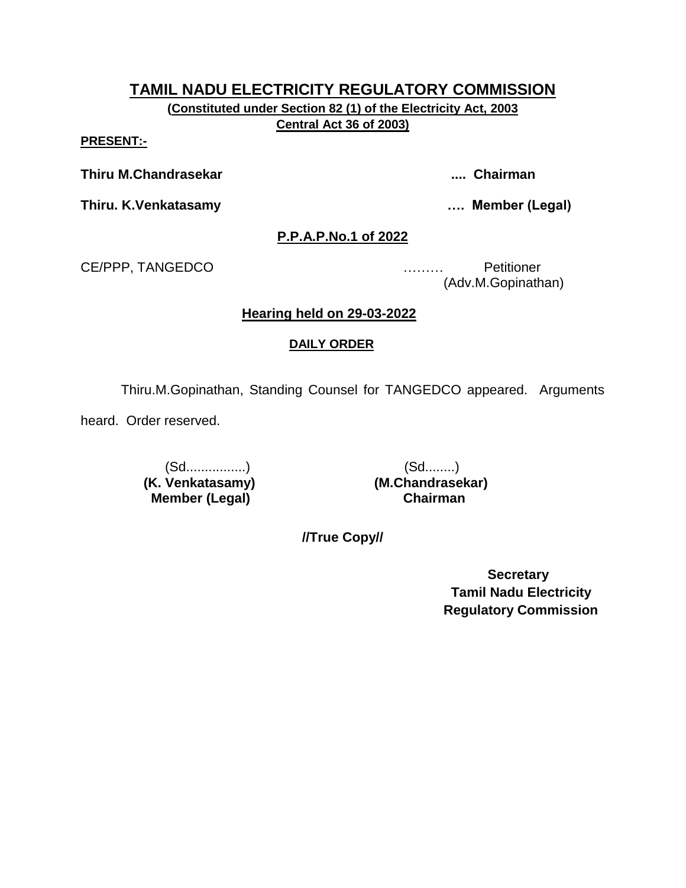# TAMIL NADU ELECTRICITY REGULATORY COMMISSION

**(Constituted under Section 82 (1) of the Electricity Act, 2003 Central Act 36 of 2003)**

**PRESENT:-**

**Thiru M.Chandrasekar .... Chairman**

**Thiru. K.Venkatasamy …. Member (Legal)**

**P.P.A.P.No.1 of 2022**

CE/PPP, TANGEDCO ……… Petitioner
(Adv.M.Gopinathan)

**Hearing held on 29-03-2022**

**DAILY ORDER**

Thiru.M.Gopinathan, Standing Counsel for TANGEDCO appeared. Arguments heard. Order reserved.

(Sd................)
**(K. Venkatasamy)**
**Member (Legal)**

(Sd........)
**(M.Chandrasekar)**
**Chairman**

**//True Copy//**

**Secretary**
**Tamil Nadu Electricity Regulatory Commission**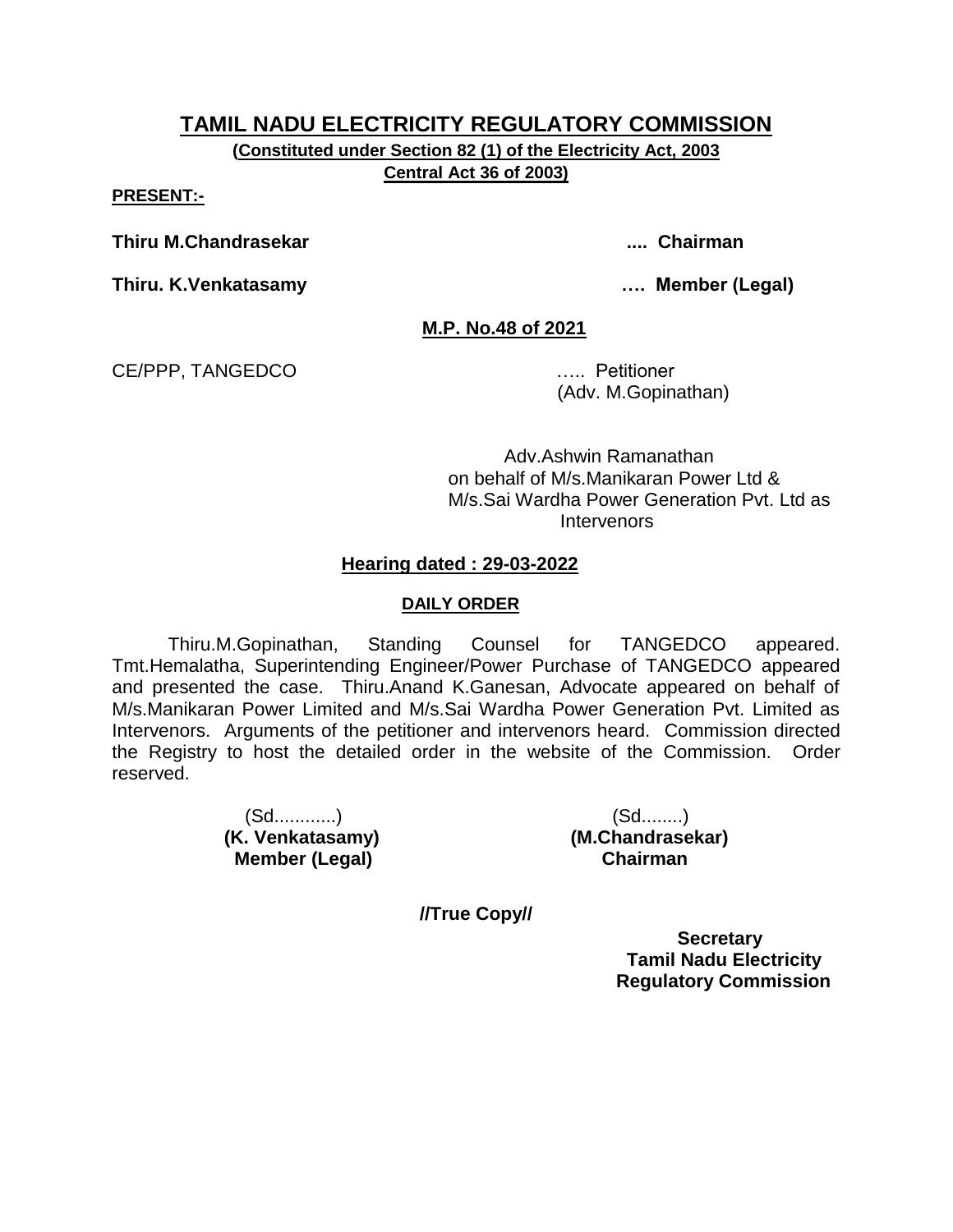# TAMIL NADU ELECTRICITY REGULATORY COMMISSION

**(Constituted under Section 82 (1) of the Electricity Act, 2003 Central Act 36 of 2003)**

**PRESENT:-**

**Thiru M.Chandrasekar .... Chairman**

**Thiru. K.Venkatasamy …. Member (Legal)**

**M.P. No.48 of 2021**

CE/PPP, TANGEDCO ….. Petitioner
(Adv. M.Gopinathan)

Adv.Ashwin Ramanathan
on behalf of M/s.Manikaran Power Ltd &
M/s.Sai Wardha Power Generation Pvt. Ltd as
Intervenors

**Hearing dated : 29-03-2022**

**DAILY ORDER**

Thiru.M.Gopinathan, Standing Counsel for TANGEDCO appeared. Tmt.Hemalatha, Superintending Engineer/Power Purchase of TANGEDCO appeared and presented the case. Thiru.Anand K.Ganesan, Advocate appeared on behalf of M/s.Manikaran Power Limited and M/s.Sai Wardha Power Generation Pvt. Limited as Intervenors. Arguments of the petitioner and intervenors heard. Commission directed the Registry to host the detailed order in the website of the Commission. Order reserved.

(Sd............)
**(K. Venkatasamy)**
**Member (Legal)**

(Sd........)
**(M.Chandrasekar)**
**Chairman**

**//True Copy//**

**Secretary**
**Tamil Nadu Electricity**
**Regulatory Commission**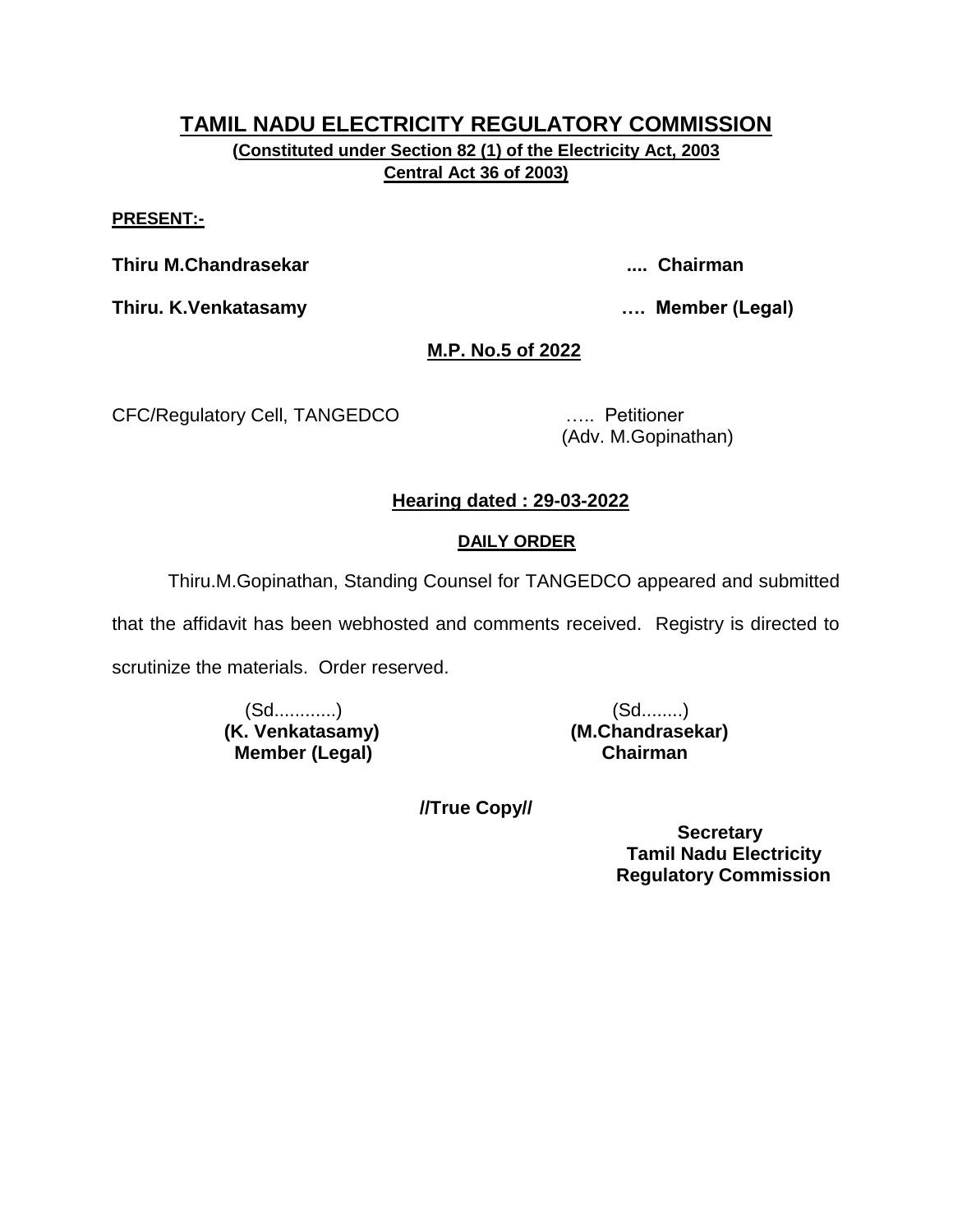# TAMIL NADU ELECTRICITY REGULATORY COMMISSION

**(Constituted under Section 82 (1) of the Electricity Act, 2003 Central Act 36 of 2003)**

**PRESENT:-**

**Thiru M.Chandrasekar .... Chairman**

**Thiru. K.Venkatasamy …. Member (Legal)**

**M.P. No.5 of 2022**

CFC/Regulatory Cell, TANGEDCO ….. Petitioner
(Adv. M.Gopinathan)

**Hearing dated : 29-03-2022**

**DAILY ORDER**

Thiru.M.Gopinathan, Standing Counsel for TANGEDCO appeared and submitted that the affidavit has been webhosted and comments received. Registry is directed to scrutinize the materials. Order reserved.

| (Sd............) | (Sd........) |
|---|---|
| **(K. Venkatasamy)** | **(M.Chandrasekar)** |
| **Member (Legal)** | **Chairman** |

**//True Copy//**

**Secretary**
**Tamil Nadu Electricity Regulatory Commission**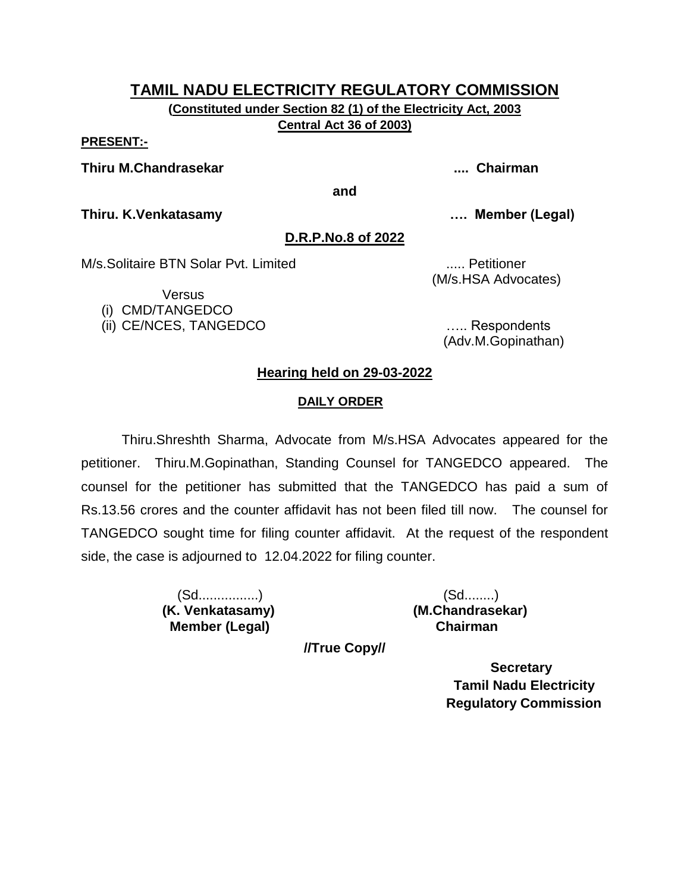# TAMIL NADU ELECTRICITY REGULATORY COMMISSION

**(Constituted under Section 82 (1) of the Electricity Act, 2003
Central Act 36 of 2003)**

**PRESENT:-**

**Thiru M.Chandrasekar .... Chairman**

**and**

**Thiru. K.Venkatasamy …. Member (Legal)**

**D.R.P.No.8 of 2022**

M/s.Solitaire BTN Solar Pvt. Limited ..... Petitioner
(M/s.HSA Advocates)

Versus

(i) CMD/TANGEDCO
(ii) CE/NCES, TANGEDCO ….. Respondents
(Adv.M.Gopinathan)

**Hearing held on 29-03-2022**

**DAILY ORDER**

Thiru.Shreshth Sharma, Advocate from M/s.HSA Advocates appeared for the petitioner. Thiru.M.Gopinathan, Standing Counsel for TANGEDCO appeared. The counsel for the petitioner has submitted that the TANGEDCO has paid a sum of Rs.13.56 crores and the counter affidavit has not been filed till now. The counsel for TANGEDCO sought time for filing counter affidavit. At the request of the respondent side, the case is adjourned to 12.04.2022 for filing counter.

| (Sd................) | (Sd........) |
|---|---|
| **(K. Venkatasamy)** | **(M.Chandrasekar)** |
| **Member (Legal)** | **Chairman** |

**//True Copy//**

**Secretary
Tamil Nadu Electricity
Regulatory Commission**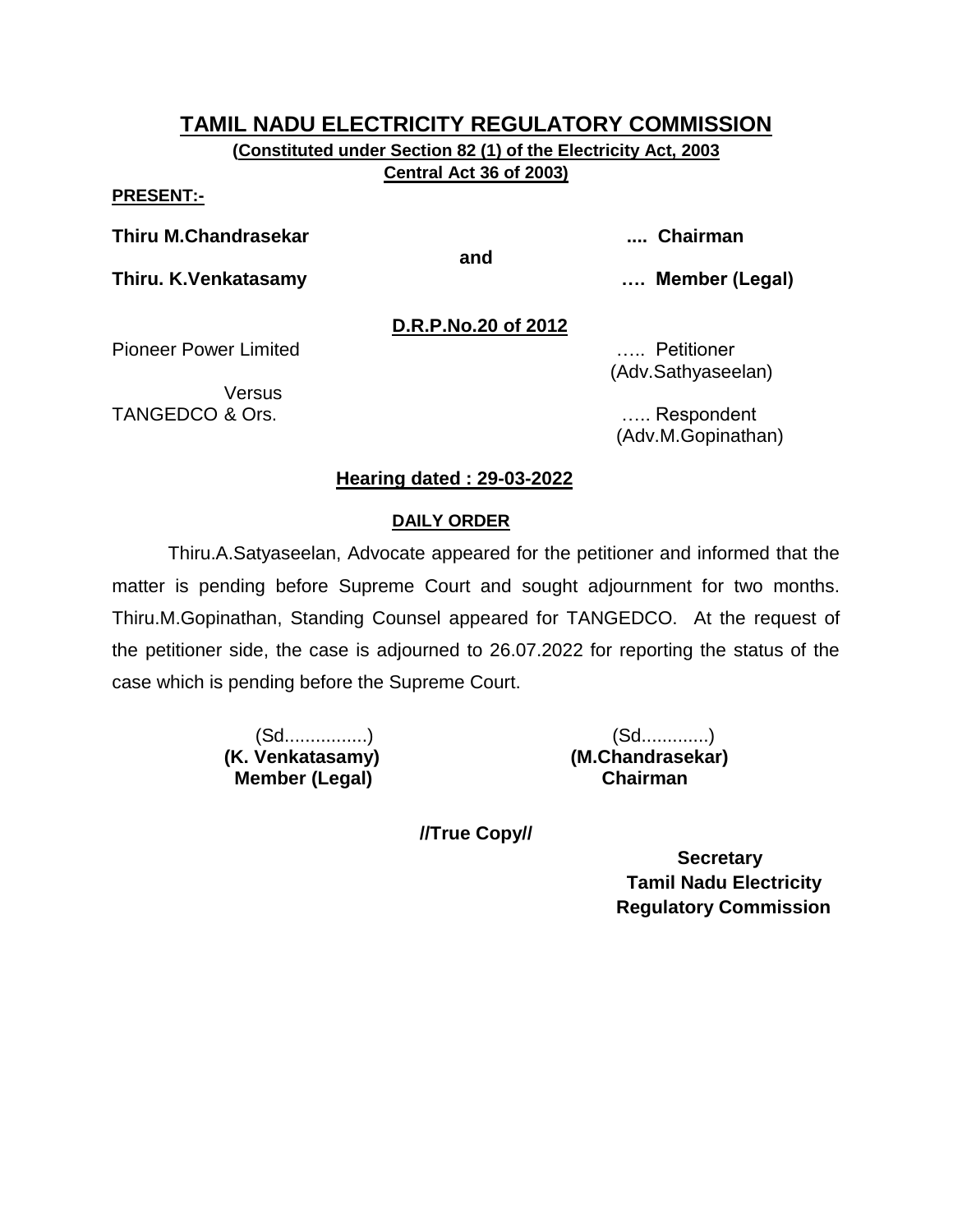# TAMIL NADU ELECTRICITY REGULATORY COMMISSION

**(Constituted under Section 82 (1) of the Electricity Act, 2003 Central Act 36 of 2003)**

**PRESENT:-**

**Thiru M.Chandrasekar** .... **Chairman**

**and**

**Thiru. K.Venkatasamy** …. **Member (Legal)**

**D.R.P.No.20 of 2012**

Pioneer Power Limited ….. Petitioner
(Adv.Sathyaseelan)

Versus

TANGEDCO & Ors. ….. Respondent
(Adv.M.Gopinathan)

**Hearing dated : 29-03-2022**

**DAILY ORDER**

Thiru.A.Satyaseelan, Advocate appeared for the petitioner and informed that the matter is pending before Supreme Court and sought adjournment for two months. Thiru.M.Gopinathan, Standing Counsel appeared for TANGEDCO. At the request of the petitioner side, the case is adjourned to 26.07.2022 for reporting the status of the case which is pending before the Supreme Court.

(Sd................)
**(K. Venkatasamy)**
**Member (Legal)**

(Sd.............)
**(M.Chandrasekar)**
**Chairman**

**//True Copy//**

**Secretary**
**Tamil Nadu Electricity**
**Regulatory Commission**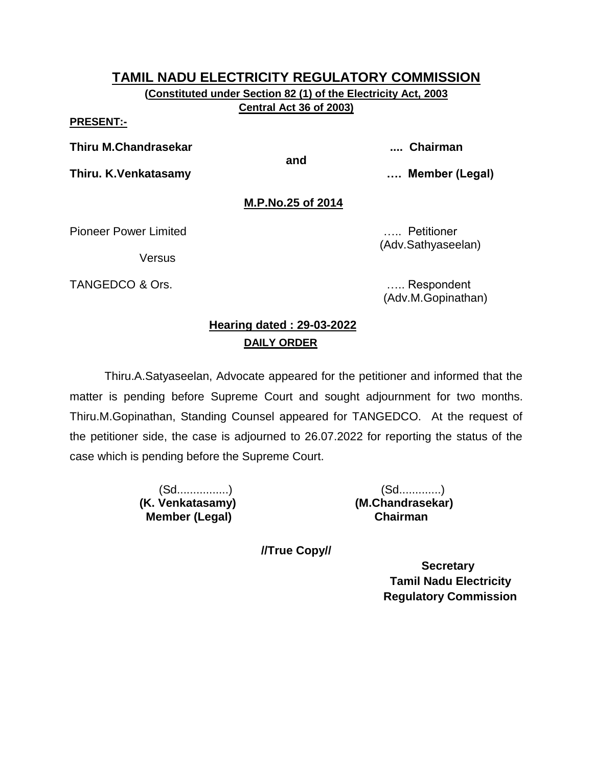# TAMIL NADU ELECTRICITY REGULATORY COMMISSION

**(Constituted under Section 82 (1) of the Electricity Act, 2003 Central Act 36 of 2003)**

**PRESENT:-**

**Thiru M.Chandrasekar** .... **Chairman**

**and**

**Thiru. K.Venkatasamy** …. **Member (Legal)**

**M.P.No.25 of 2014**

Pioneer Power Limited ….. Petitioner
(Adv.Sathyaseelan)

Versus

TANGEDCO & Ors. ….. Respondent
(Adv.M.Gopinathan)

**Hearing dated : 29-03-2022**

**DAILY ORDER**

Thiru.A.Satyaseelan, Advocate appeared for the petitioner and informed that the matter is pending before Supreme Court and sought adjournment for two months. Thiru.M.Gopinathan, Standing Counsel appeared for TANGEDCO. At the request of the petitioner side, the case is adjourned to 26.07.2022 for reporting the status of the case which is pending before the Supreme Court.

(Sd................)
**(K. Venkatasamy)**
**Member (Legal)**

(Sd.............)
**(M.Chandrasekar)**
**Chairman**

**//True Copy//**

**Secretary**
**Tamil Nadu Electricity**
**Regulatory Commission**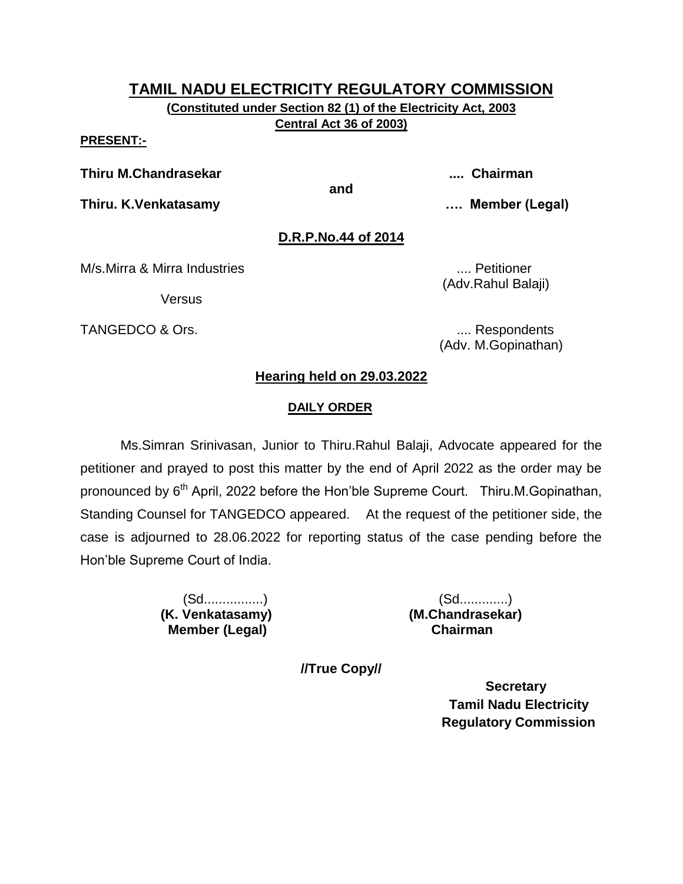# TAMIL NADU ELECTRICITY REGULATORY COMMISSION

**(Constituted under Section 82 (1) of the Electricity Act, 2003 Central Act 36 of 2003)**

**PRESENT:-**

**Thiru M.Chandrasekar** .... **Chairman**

**and**

**Thiru. K.Venkatasamy** …. **Member (Legal)**

**D.R.P.No.44 of 2014**

M/s.Mirra & Mirra Industries .... Petitioner
(Adv.Rahul Balaji)

Versus

TANGEDCO & Ors. .... Respondents
(Adv. M.Gopinathan)

**Hearing held on 29.03.2022**

**DAILY ORDER**

Ms.Simran Srinivasan, Junior to Thiru.Rahul Balaji, Advocate appeared for the petitioner and prayed to post this matter by the end of April 2022 as the order may be pronounced by 6th April, 2022 before the Hon'ble Supreme Court. Thiru.M.Gopinathan, Standing Counsel for TANGEDCO appeared. At the request of the petitioner side, the case is adjourned to 28.06.2022 for reporting status of the case pending before the Hon'ble Supreme Court of India.

(Sd................)
**(K. Venkatasamy)**
**Member (Legal)**

(Sd.............)
**(M.Chandrasekar)**
**Chairman**

**//True Copy//**

**Secretary**
**Tamil Nadu Electricity Regulatory Commission**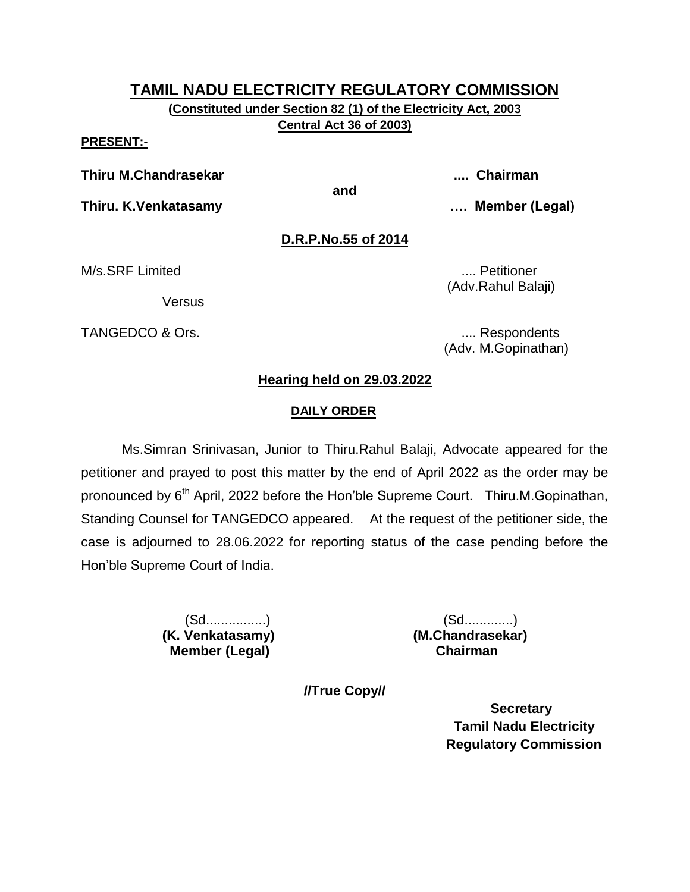# TAMIL NADU ELECTRICITY REGULATORY COMMISSION

**(Constituted under Section 82 (1) of the Electricity Act, 2003 Central Act 36 of 2003)**

**PRESENT:-**

**Thiru M.Chandrasekar** .... **Chairman**

**and**

**Thiru. K.Venkatasamy** …. **Member (Legal)**

**D.R.P.No.55 of 2014**

M/s.SRF Limited .... Petitioner
(Adv.Rahul Balaji)

Versus

TANGEDCO & Ors. .... Respondents
(Adv. M.Gopinathan)

**Hearing held on 29.03.2022**

**DAILY ORDER**

Ms.Simran Srinivasan, Junior to Thiru.Rahul Balaji, Advocate appeared for the petitioner and prayed to post this matter by the end of April 2022 as the order may be pronounced by 6th April, 2022 before the Hon'ble Supreme Court. Thiru.M.Gopinathan, Standing Counsel for TANGEDCO appeared. At the request of the petitioner side, the case is adjourned to 28.06.2022 for reporting status of the case pending before the Hon'ble Supreme Court of India.

(Sd................)
**(K. Venkatasamy)**
**Member (Legal)**

(Sd.............)
**(M.Chandrasekar)**
**Chairman**

**//True Copy//**

**Secretary**
**Tamil Nadu Electricity**
**Regulatory Commission**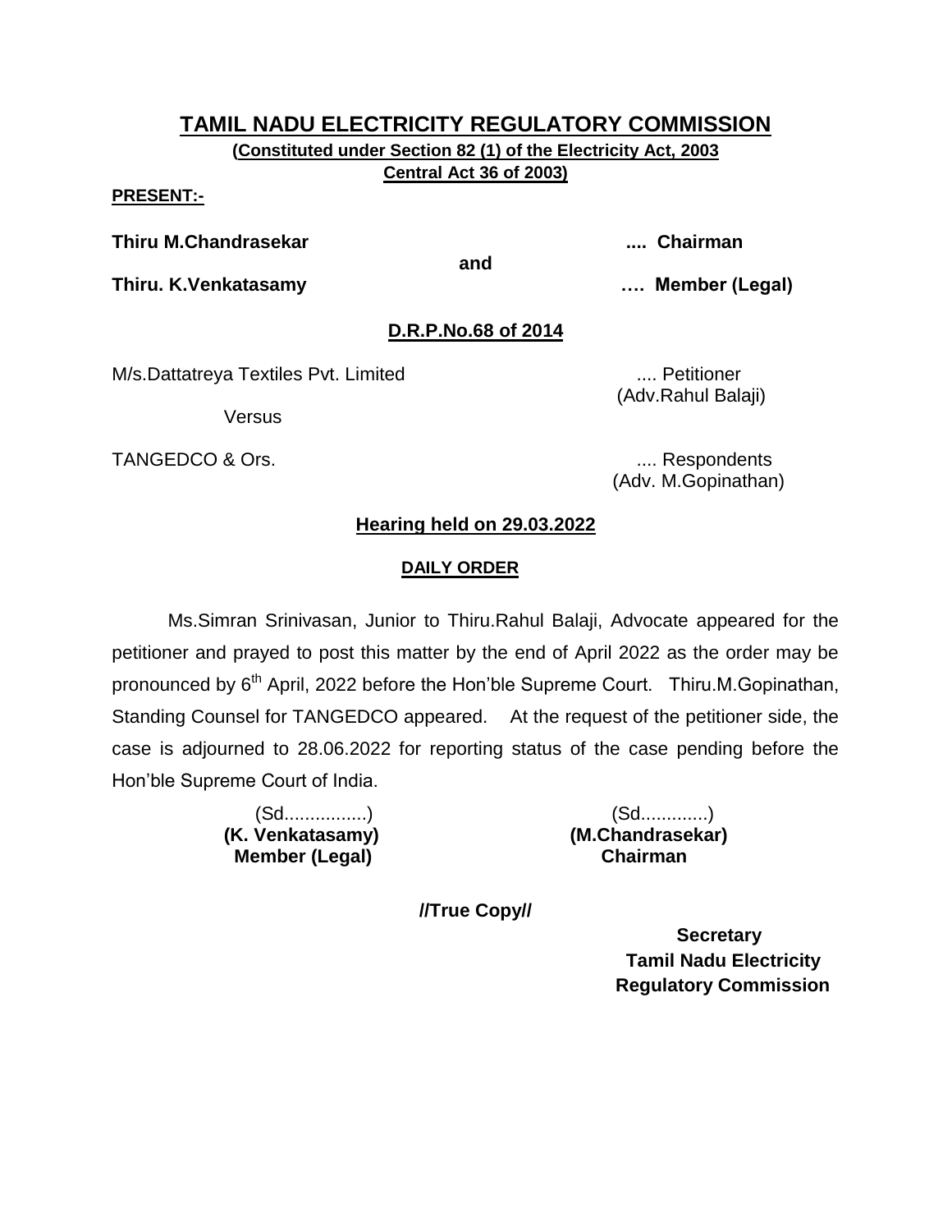# TAMIL NADU ELECTRICITY REGULATORY COMMISSION

**(Constituted under Section 82 (1) of the Electricity Act, 2003**
**Central Act 36 of 2003)**

**PRESENT:-**

**Thiru M.Chandrasekar** .... **Chairman**

**and**

**Thiru. K.Venkatasamy** …. **Member (Legal)**

**D.R.P.No.68 of 2014**

M/s.Dattatreya Textiles Pvt. Limited .... Petitioner
(Adv.Rahul Balaji)

Versus

TANGEDCO & Ors. .... Respondents
(Adv. M.Gopinathan)

**Hearing held on 29.03.2022**

**DAILY ORDER**

Ms.Simran Srinivasan, Junior to Thiru.Rahul Balaji, Advocate appeared for the petitioner and prayed to post this matter by the end of April 2022 as the order may be pronounced by 6th April, 2022 before the Hon'ble Supreme Court. Thiru.M.Gopinathan, Standing Counsel for TANGEDCO appeared. At the request of the petitioner side, the case is adjourned to 28.06.2022 for reporting status of the case pending before the Hon'ble Supreme Court of India.

(Sd................)
**(K. Venkatasamy)**
**Member (Legal)**

(Sd.............)
**(M.Chandrasekar)**
**Chairman**

**//True Copy//**

**Secretary**
**Tamil Nadu Electricity**
**Regulatory Commission**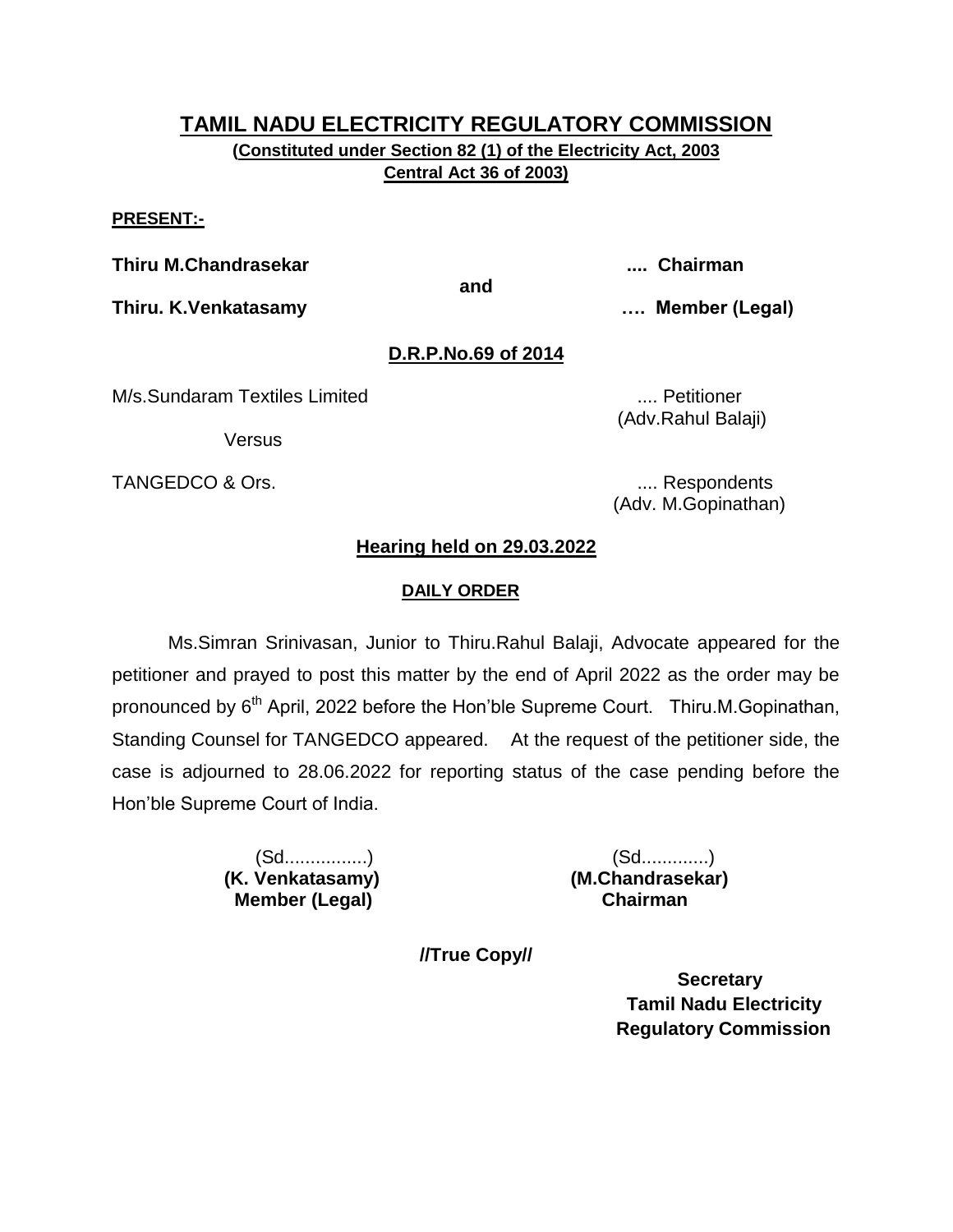# TAMIL NADU ELECTRICITY REGULATORY COMMISSION

**(Constituted under Section 82 (1) of the Electricity Act, 2003 Central Act 36 of 2003)**

**PRESENT:-**

**Thiru M.Chandrasekar** .... **Chairman**

**and**

**Thiru. K.Venkatasamy** …. **Member (Legal)**

**D.R.P.No.69 of 2014**

M/s.Sundaram Textiles Limited .... Petitioner
(Adv.Rahul Balaji)

Versus

TANGEDCO & Ors. .... Respondents
(Adv. M.Gopinathan)

**Hearing held on 29.03.2022**

**DAILY ORDER**

Ms.Simran Srinivasan, Junior to Thiru.Rahul Balaji, Advocate appeared for the petitioner and prayed to post this matter by the end of April 2022 as the order may be pronounced by 6th April, 2022 before the Hon'ble Supreme Court. Thiru.M.Gopinathan, Standing Counsel for TANGEDCO appeared. At the request of the petitioner side, the case is adjourned to 28.06.2022 for reporting status of the case pending before the Hon'ble Supreme Court of India.

(Sd................)
**(K. Venkatasamy)**
**Member (Legal)**

(Sd.............)
**(M.Chandrasekar)**
**Chairman**

**//True Copy//**

**Secretary**
**Tamil Nadu Electricity Regulatory Commission**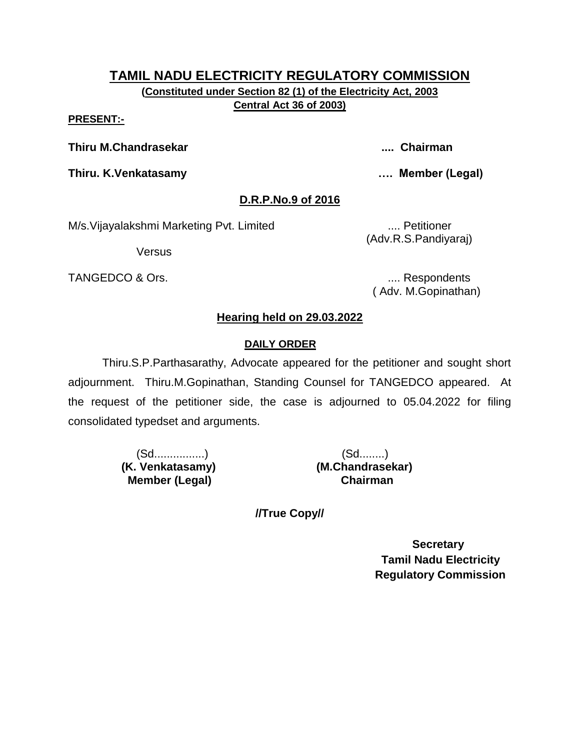# TAMIL NADU ELECTRICITY REGULATORY COMMISSION

**(Constituted under Section 82 (1) of the Electricity Act, 2003 Central Act 36 of 2003)**

**PRESENT:-**

**Thiru M.Chandrasekar .... Chairman**

**Thiru. K.Venkatasamy …. Member (Legal)**

**D.R.P.No.9 of 2016**

M/s.Vijayalakshmi Marketing Pvt. Limited .... Petitioner
(Adv.R.S.Pandiyaraj)

Versus

TANGEDCO & Ors. .... Respondents
( Adv. M.Gopinathan)

**Hearing held on 29.03.2022**

**DAILY ORDER**

Thiru.S.P.Parthasarathy, Advocate appeared for the petitioner and sought short adjournment. Thiru.M.Gopinathan, Standing Counsel for TANGEDCO appeared. At the request of the petitioner side, the case is adjourned to 05.04.2022 for filing consolidated typedset and arguments.

(Sd................)
**(K. Venkatasamy)**
**Member (Legal)**

(Sd........)
**(M.Chandrasekar)**
**Chairman**

**//True Copy//**

**Secretary**
**Tamil Nadu Electricity Regulatory Commission**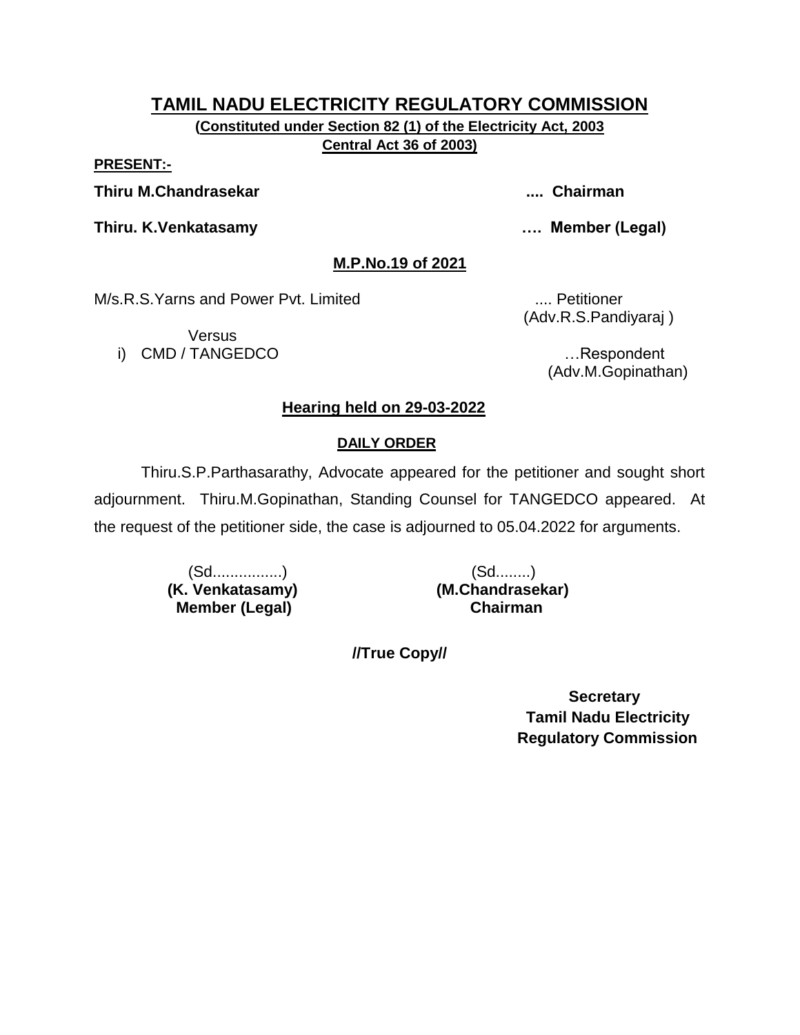# TAMIL NADU ELECTRICITY REGULATORY COMMISSION

**(Constituted under Section 82 (1) of the Electricity Act, 2003 Central Act 36 of 2003)**

**PRESENT:-**

**Thiru M.Chandrasekar .... Chairman**

**Thiru. K.Venkatasamy …. Member (Legal)**

**M.P.No.19 of 2021**

M/s.R.S.Yarns and Power Pvt. Limited .... Petitioner
(Adv.R.S.Pandiyaraj )

Versus

i) CMD / TANGEDCO …Respondent
(Adv.M.Gopinathan)

**Hearing held on 29-03-2022**

**DAILY ORDER**

Thiru.S.P.Parthasarathy, Advocate appeared for the petitioner and sought short adjournment. Thiru.M.Gopinathan, Standing Counsel for TANGEDCO appeared. At the request of the petitioner side, the case is adjourned to 05.04.2022 for arguments.

| (Sd................) | (Sd........) |
|---|---|
| **(K. Venkatasamy)** | **(M.Chandrasekar)** |
| **Member (Legal)** | **Chairman** |

**//True Copy//**

**Secretary**
**Tamil Nadu Electricity Regulatory Commission**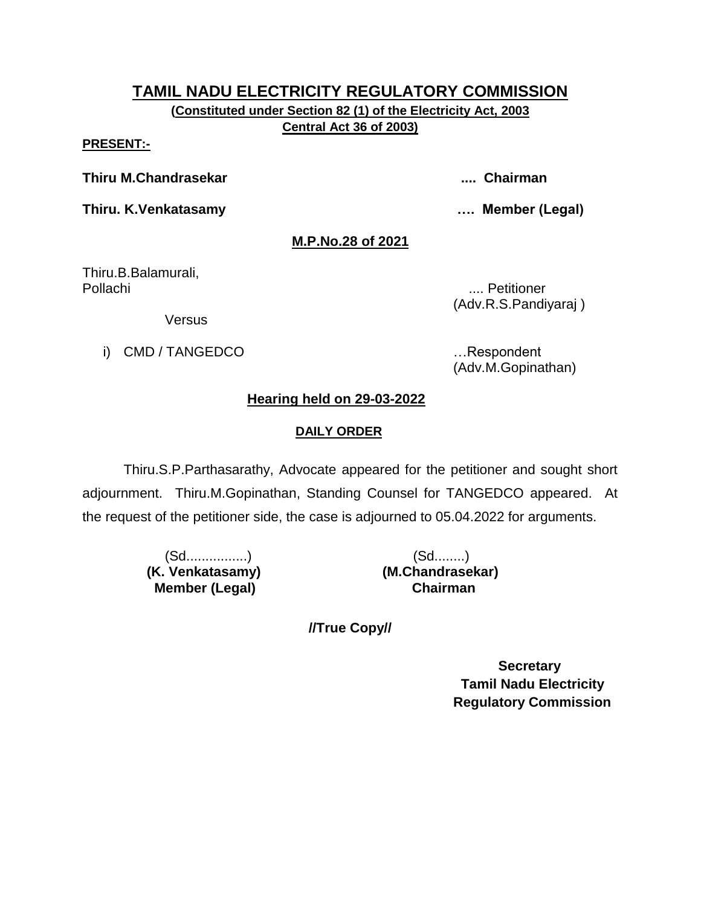# TAMIL NADU ELECTRICITY REGULATORY COMMISSION

**(Constituted under Section 82 (1) of the Electricity Act, 2003 Central Act 36 of 2003)**

**PRESENT:-**

**Thiru M.Chandrasekar .... Chairman**

**Thiru. K.Venkatasamy …. Member (Legal)**

**M.P.No.28 of 2021**

Thiru.B.Balamurali,
Pollachi .... Petitioner
(Adv.R.S.Pandiyaraj )

Versus

i) CMD / TANGEDCO …Respondent
(Adv.M.Gopinathan)

**Hearing held on 29-03-2022**

**DAILY ORDER**

Thiru.S.P.Parthasarathy, Advocate appeared for the petitioner and sought short adjournment. Thiru.M.Gopinathan, Standing Counsel for TANGEDCO appeared. At the request of the petitioner side, the case is adjourned to 05.04.2022 for arguments.

(Sd................)
**(K. Venkatasamy)**
**Member (Legal)**

(Sd........)
**(M.Chandrasekar)**
**Chairman**

**//True Copy//**

**Secretary**
**Tamil Nadu Electricity Regulatory Commission**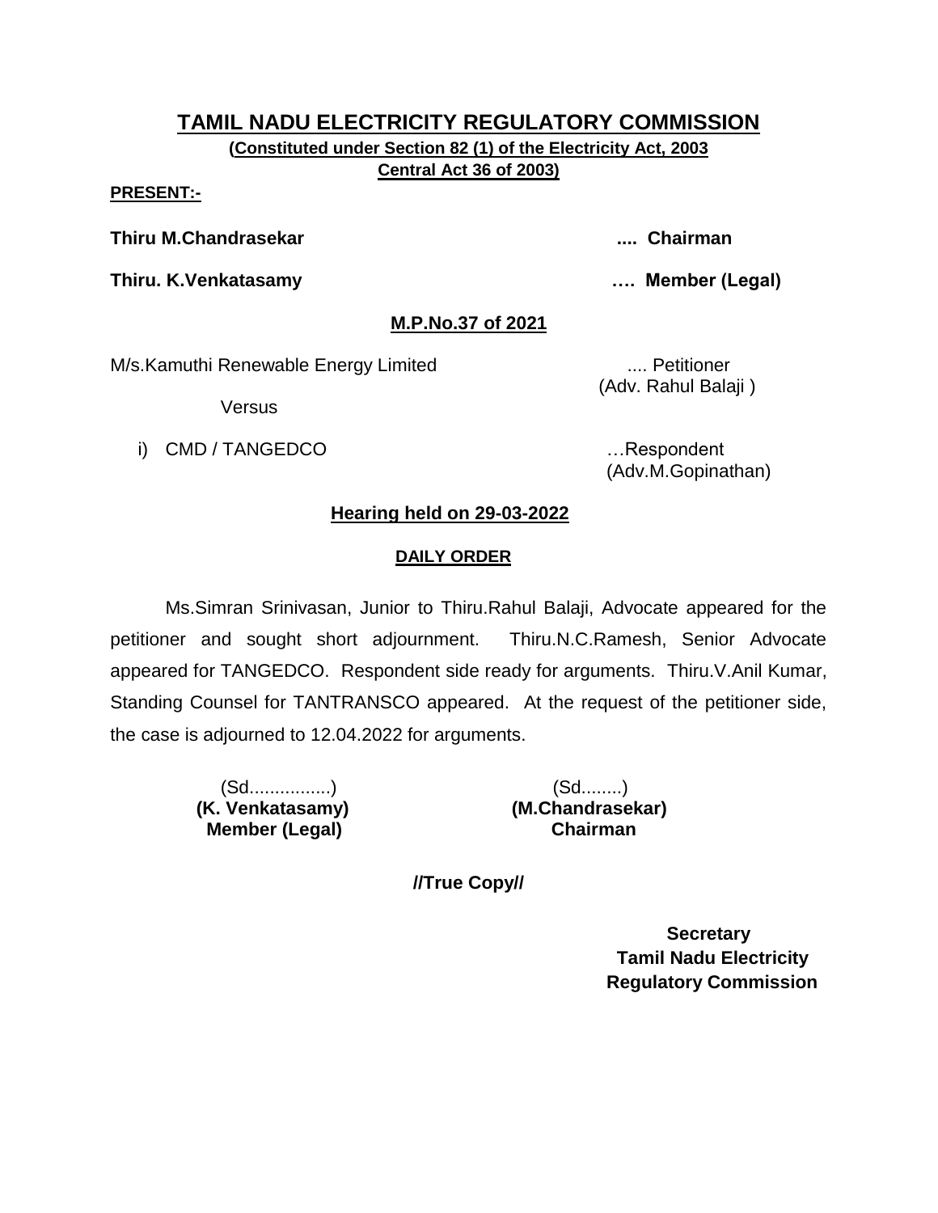# TAMIL NADU ELECTRICITY REGULATORY COMMISSION

**(Constituted under Section 82 (1) of the Electricity Act, 2003 Central Act 36 of 2003)**

**PRESENT:-**

**Thiru M.Chandrasekar** .... **Chairman**

**Thiru. K.Venkatasamy** …. **Member (Legal)**

## M.P.No.37 of 2021

M/s.Kamuthi Renewable Energy Limited .... Petitioner
(Adv. Rahul Balaji )

Versus

i) CMD / TANGEDCO …Respondent
(Adv.M.Gopinathan)

## Hearing held on 29-03-2022

### DAILY ORDER

Ms.Simran Srinivasan, Junior to Thiru.Rahul Balaji, Advocate appeared for the petitioner and sought short adjournment. Thiru.N.C.Ramesh, Senior Advocate appeared for TANGEDCO. Respondent side ready for arguments. Thiru.V.Anil Kumar, Standing Counsel for TANTRANSCO appeared. At the request of the petitioner side, the case is adjourned to 12.04.2022 for arguments.

(Sd................)
**(K. Venkatasamy)**
**Member (Legal)**

(Sd........)
**(M.Chandrasekar)**
**Chairman**

**//True Copy//**

**Secretary**
**Tamil Nadu Electricity Regulatory Commission**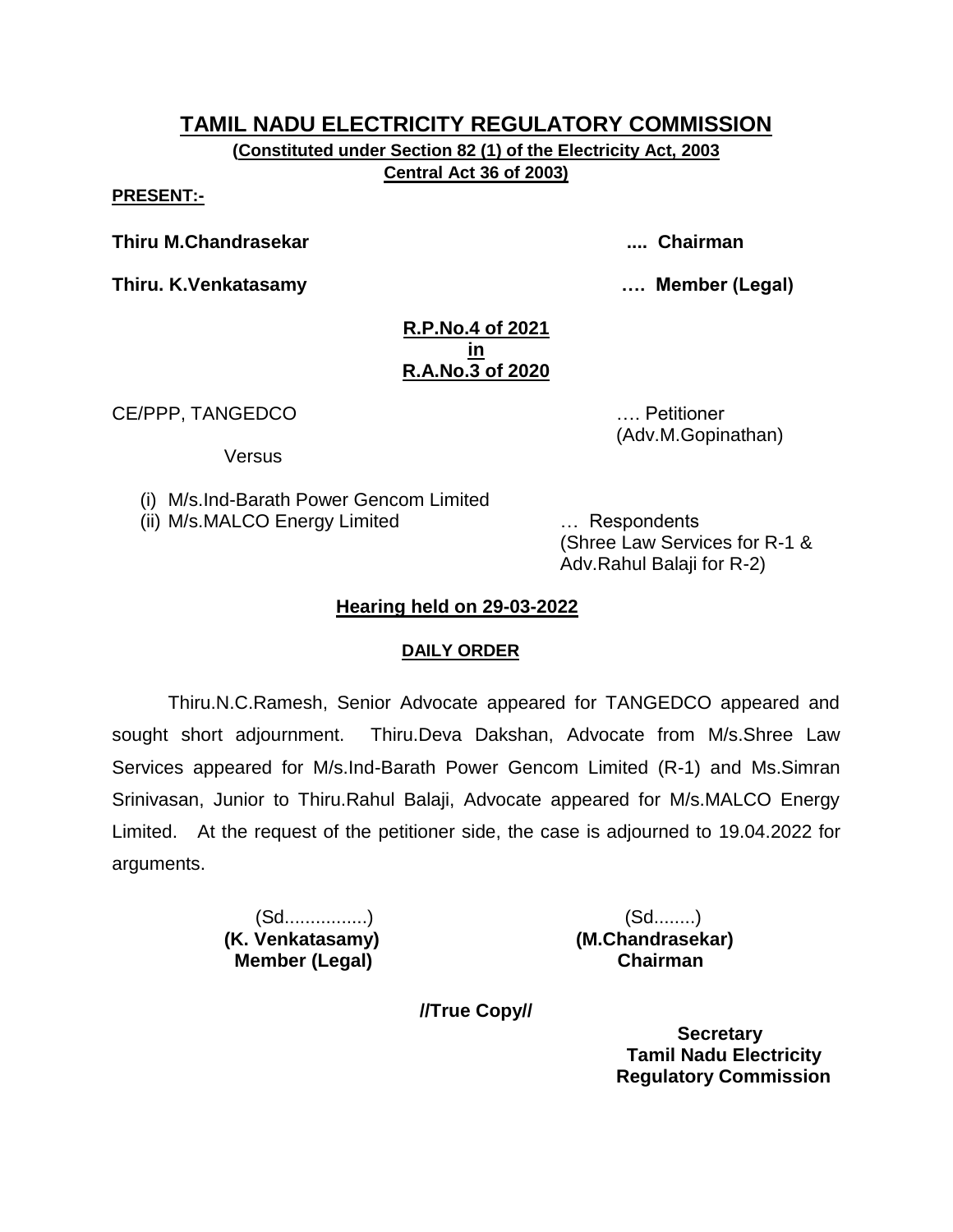# TAMIL NADU ELECTRICITY REGULATORY COMMISSION

**(Constituted under Section 82 (1) of the Electricity Act, 2003 Central Act 36 of 2003)**

**PRESENT:-**

**Thiru M.Chandrasekar .... Chairman**

**Thiru. K.Venkatasamy …. Member (Legal)**

**R.P.No.4 of 2021**
**in**
**R.A.No.3 of 2020**

CE/PPP, TANGEDCO …. Petitioner
(Adv.M.Gopinathan)

Versus

(i) M/s.Ind-Barath Power Gencom Limited
(ii) M/s.MALCO Energy Limited … Respondents
(Shree Law Services for R-1 & Adv.Rahul Balaji for R-2)

## Hearing held on 29-03-2022

### DAILY ORDER

Thiru.N.C.Ramesh, Senior Advocate appeared for TANGEDCO appeared and sought short adjournment. Thiru.Deva Dakshan, Advocate from M/s.Shree Law Services appeared for M/s.Ind-Barath Power Gencom Limited (R-1) and Ms.Simran Srinivasan, Junior to Thiru.Rahul Balaji, Advocate appeared for M/s.MALCO Energy Limited. At the request of the petitioner side, the case is adjourned to 19.04.2022 for arguments.

(Sd................)
**(K. Venkatasamy)**
**Member (Legal)**

(Sd........)
**(M.Chandrasekar)**
**Chairman**

**//True Copy//**

**Secretary**
**Tamil Nadu Electricity Regulatory Commission**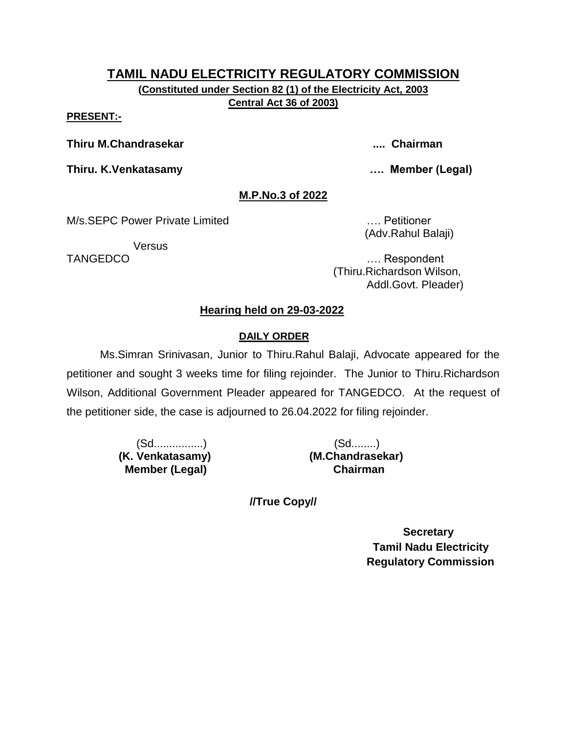# TAMIL NADU ELECTRICITY REGULATORY COMMISSION

**(Constituted under Section 82 (1) of the Electricity Act, 2003 Central Act 36 of 2003)**

**PRESENT:-**

**Thiru M.Chandrasekar** .... **Chairman**

**Thiru. K.Venkatasamy** …. **Member (Legal)**

**M.P.No.3 of 2022**

M/s.SEPC Power Private Limited …. Petitioner
(Adv.Rahul Balaji)

Versus

TANGEDCO …. Respondent
(Thiru.Richardson Wilson, Addl.Govt. Pleader)

**Hearing held on 29-03-2022**

**DAILY ORDER**

Ms.Simran Srinivasan, Junior to Thiru.Rahul Balaji, Advocate appeared for the petitioner and sought 3 weeks time for filing rejoinder. The Junior to Thiru.Richardson Wilson, Additional Government Pleader appeared for TANGEDCO. At the request of the petitioner side, the case is adjourned to 26.04.2022 for filing rejoinder.

(Sd................)
**(K. Venkatasamy)**
**Member (Legal)**

(Sd........)
**(M.Chandrasekar)**
**Chairman**

**//True Copy//**

**Secretary**
**Tamil Nadu Electricity Regulatory Commission**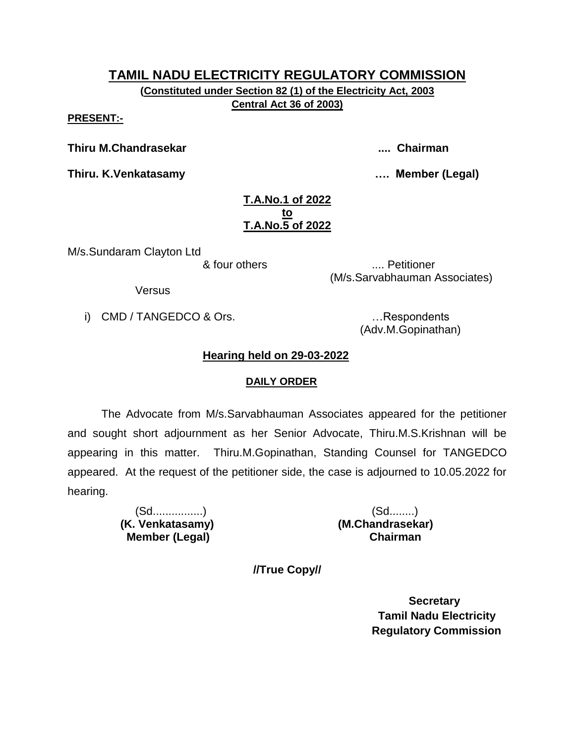# TAMIL NADU ELECTRICITY REGULATORY COMMISSION

**(Constituted under Section 82 (1) of the Electricity Act, 2003 Central Act 36 of 2003)**

**PRESENT:-**

**Thiru M.Chandrasekar .... Chairman**

**Thiru. K.Venkatasamy …. Member (Legal)**

**T.A.No.1 of 2022 to T.A.No.5 of 2022**

M/s.Sundaram Clayton Ltd & four others .... Petitioner (M/s.Sarvabhauman Associates)

Versus

i) CMD / TANGEDCO & Ors. …Respondents (Adv.M.Gopinathan)

**Hearing held on 29-03-2022**

**DAILY ORDER**

The Advocate from M/s.Sarvabhauman Associates appeared for the petitioner and sought short adjournment as her Senior Advocate, Thiru.M.S.Krishnan will be appearing in this matter. Thiru.M.Gopinathan, Standing Counsel for TANGEDCO appeared. At the request of the petitioner side, the case is adjourned to 10.05.2022 for hearing.

(Sd................)
**(K. Venkatasamy)**
**Member (Legal)**

(Sd........)
**(M.Chandrasekar)**
**Chairman**

**//True Copy//**

**Secretary**
**Tamil Nadu Electricity Regulatory Commission**